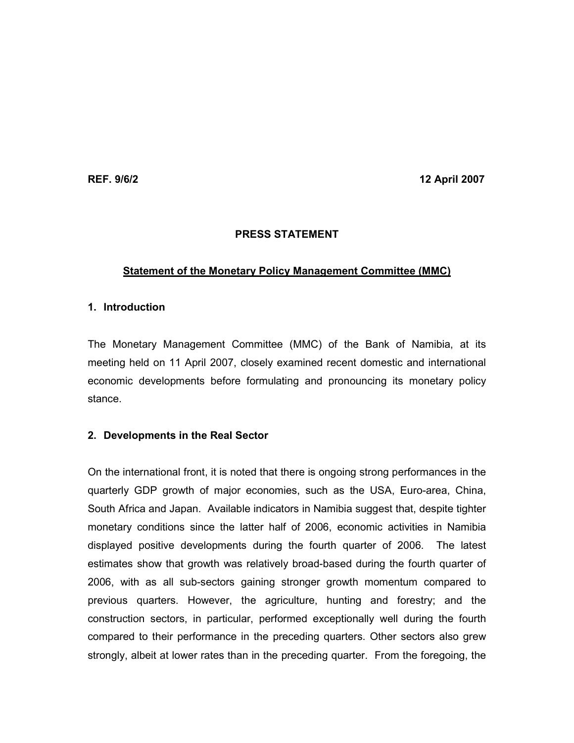**REF. 9/6/2** **12 April 2007**

**PRESS STATEMENT**

**Statement of the Monetary Policy Management Committee (MMC)**

## 1. Introduction

The Monetary Management Committee (MMC) of the Bank of Namibia, at its meeting held on 11 April 2007, closely examined recent domestic and international economic developments before formulating and pronouncing its monetary policy stance.

## 2. Developments in the Real Sector

On the international front, it is noted that there is ongoing strong performances in the quarterly GDP growth of major economies, such as the USA, Euro-area, China, South Africa and Japan. Available indicators in Namibia suggest that, despite tighter monetary conditions since the latter half of 2006, economic activities in Namibia displayed positive developments during the fourth quarter of 2006. The latest estimates show that growth was relatively broad-based during the fourth quarter of 2006, with as all sub-sectors gaining stronger growth momentum compared to previous quarters. However, the agriculture, hunting and forestry; and the construction sectors, in particular, performed exceptionally well during the fourth compared to their performance in the preceding quarters. Other sectors also grew strongly, albeit at lower rates than in the preceding quarter. From the foregoing, the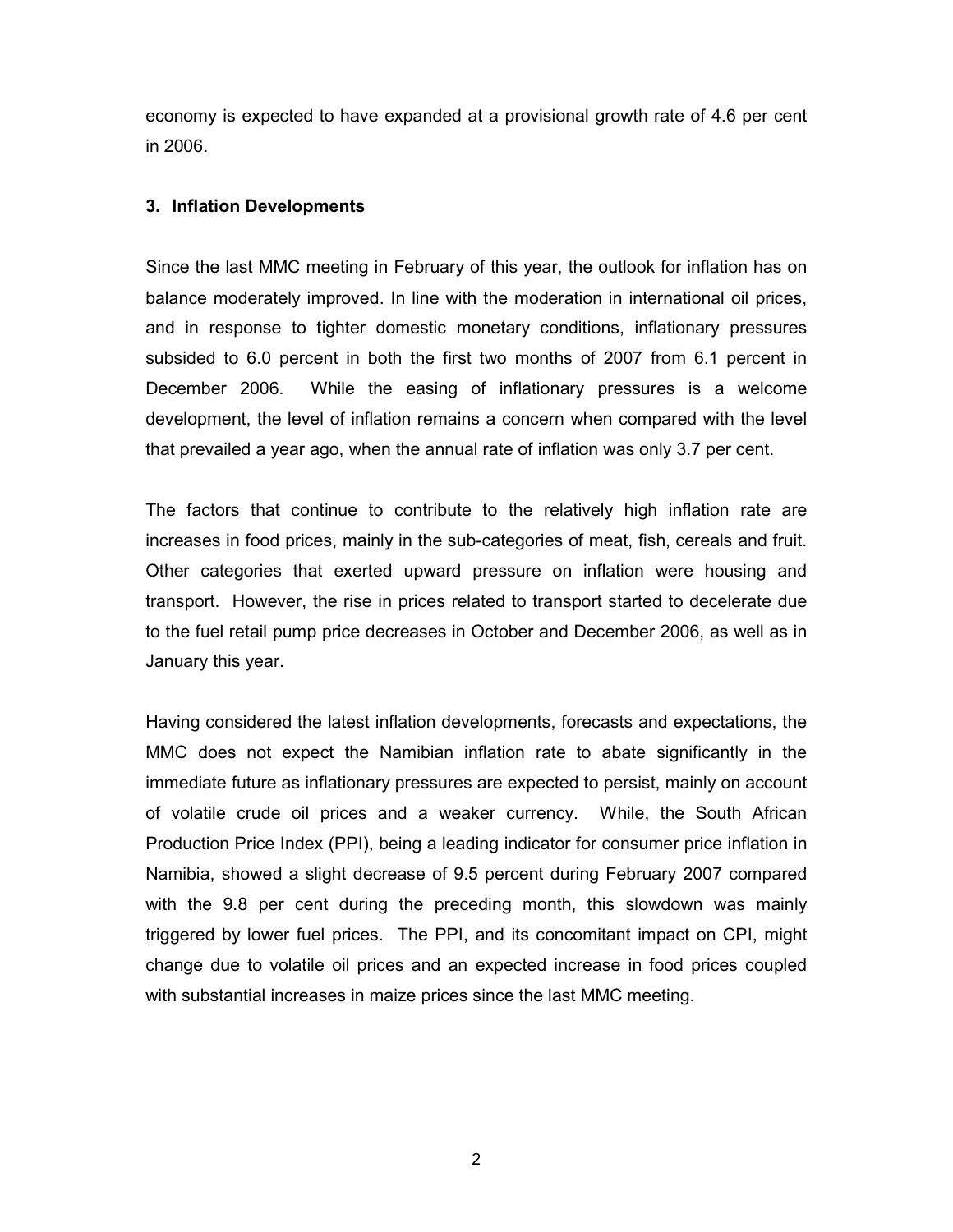economy is expected to have expanded at a provisional growth rate of 4.6 per cent in 2006.

### 3. Inflation Developments

Since the last MMC meeting in February of this year, the outlook for inflation has on balance moderately improved. In line with the moderation in international oil prices, and in response to tighter domestic monetary conditions, inflationary pressures subsided to 6.0 percent in both the first two months of 2007 from 6.1 percent in December 2006. While the easing of inflationary pressures is a welcome development, the level of inflation remains a concern when compared with the level that prevailed a year ago, when the annual rate of inflation was only 3.7 per cent.

The factors that continue to contribute to the relatively high inflation rate are increases in food prices, mainly in the sub-categories of meat, fish, cereals and fruit. Other categories that exerted upward pressure on inflation were housing and transport. However, the rise in prices related to transport started to decelerate due to the fuel retail pump price decreases in October and December 2006, as well as in January this year.

Having considered the latest inflation developments, forecasts and expectations, the MMC does not expect the Namibian inflation rate to abate significantly in the immediate future as inflationary pressures are expected to persist, mainly on account of volatile crude oil prices and a weaker currency. While, the South African Production Price Index (PPI), being a leading indicator for consumer price inflation in Namibia, showed a slight decrease of 9.5 percent during February 2007 compared with the 9.8 per cent during the preceding month, this slowdown was mainly triggered by lower fuel prices. The PPI, and its concomitant impact on CPI, might change due to volatile oil prices and an expected increase in food prices coupled with substantial increases in maize prices since the last MMC meeting.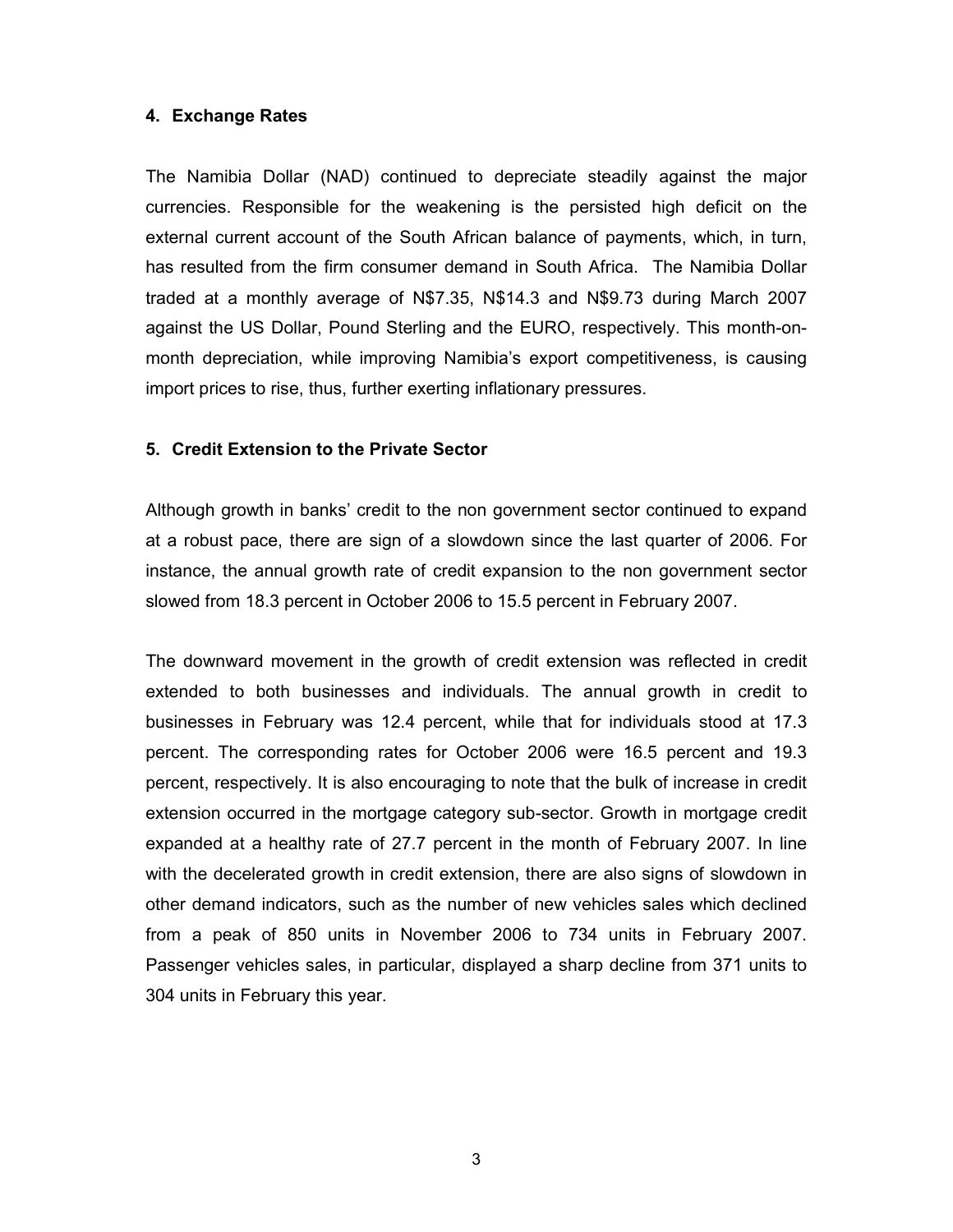## 4. Exchange Rates

The Namibia Dollar (NAD) continued to depreciate steadily against the major currencies. Responsible for the weakening is the persisted high deficit on the external current account of the South African balance of payments, which, in turn, has resulted from the firm consumer demand in South Africa. The Namibia Dollar traded at a monthly average of N$7.35, N$14.3 and N$9.73 during March 2007 against the US Dollar, Pound Sterling and the EURO, respectively. This month-on-month depreciation, while improving Namibia's export competitiveness, is causing import prices to rise, thus, further exerting inflationary pressures.

## 5. Credit Extension to the Private Sector

Although growth in banks' credit to the non government sector continued to expand at a robust pace, there are sign of a slowdown since the last quarter of 2006. For instance, the annual growth rate of credit expansion to the non government sector slowed from 18.3 percent in October 2006 to 15.5 percent in February 2007.

The downward movement in the growth of credit extension was reflected in credit extended to both businesses and individuals. The annual growth in credit to businesses in February was 12.4 percent, while that for individuals stood at 17.3 percent. The corresponding rates for October 2006 were 16.5 percent and 19.3 percent, respectively. It is also encouraging to note that the bulk of increase in credit extension occurred in the mortgage category sub-sector. Growth in mortgage credit expanded at a healthy rate of 27.7 percent in the month of February 2007. In line with the decelerated growth in credit extension, there are also signs of slowdown in other demand indicators, such as the number of new vehicles sales which declined from a peak of 850 units in November 2006 to 734 units in February 2007. Passenger vehicles sales, in particular, displayed a sharp decline from 371 units to 304 units in February this year.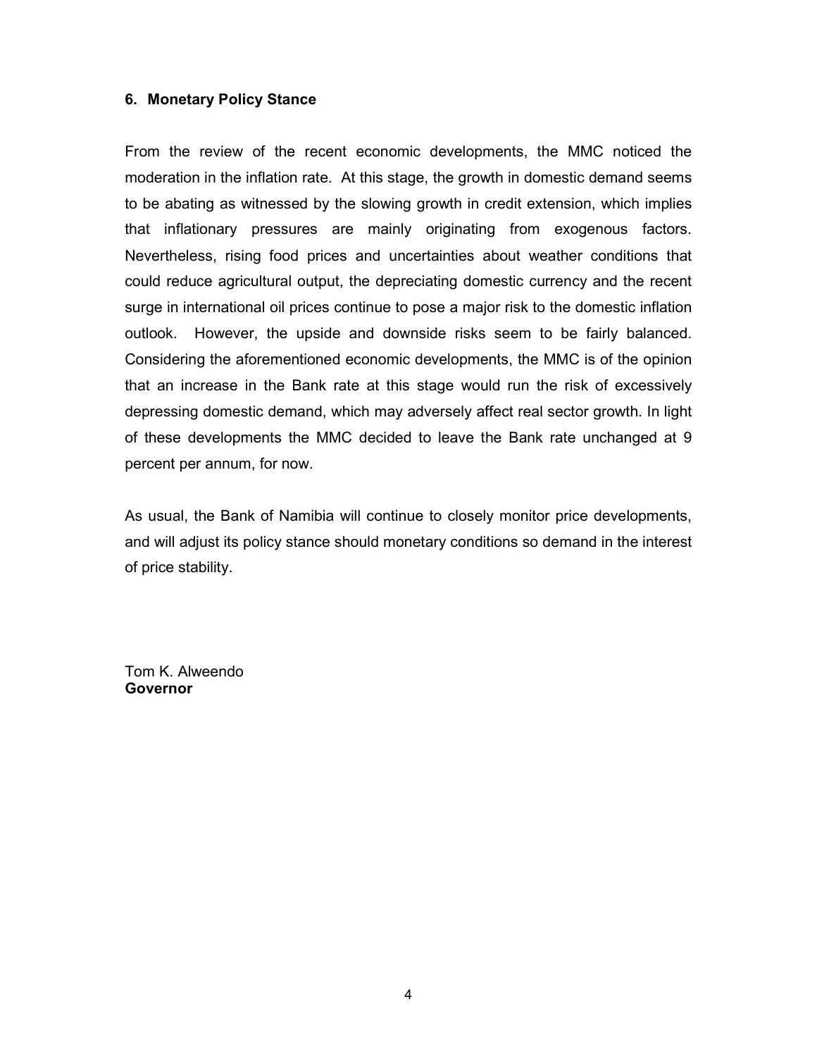## 6. Monetary Policy Stance

From the review of the recent economic developments, the MMC noticed the moderation in the inflation rate. At this stage, the growth in domestic demand seems to be abating as witnessed by the slowing growth in credit extension, which implies that inflationary pressures are mainly originating from exogenous factors. Nevertheless, rising food prices and uncertainties about weather conditions that could reduce agricultural output, the depreciating domestic currency and the recent surge in international oil prices continue to pose a major risk to the domestic inflation outlook. However, the upside and downside risks seem to be fairly balanced. Considering the aforementioned economic developments, the MMC is of the opinion that an increase in the Bank rate at this stage would run the risk of excessively depressing domestic demand, which may adversely affect real sector growth. In light of these developments the MMC decided to leave the Bank rate unchanged at 9 percent per annum, for now.

As usual, the Bank of Namibia will continue to closely monitor price developments, and will adjust its policy stance should monetary conditions so demand in the interest of price stability.

Tom K. Alweendo
**Governor**